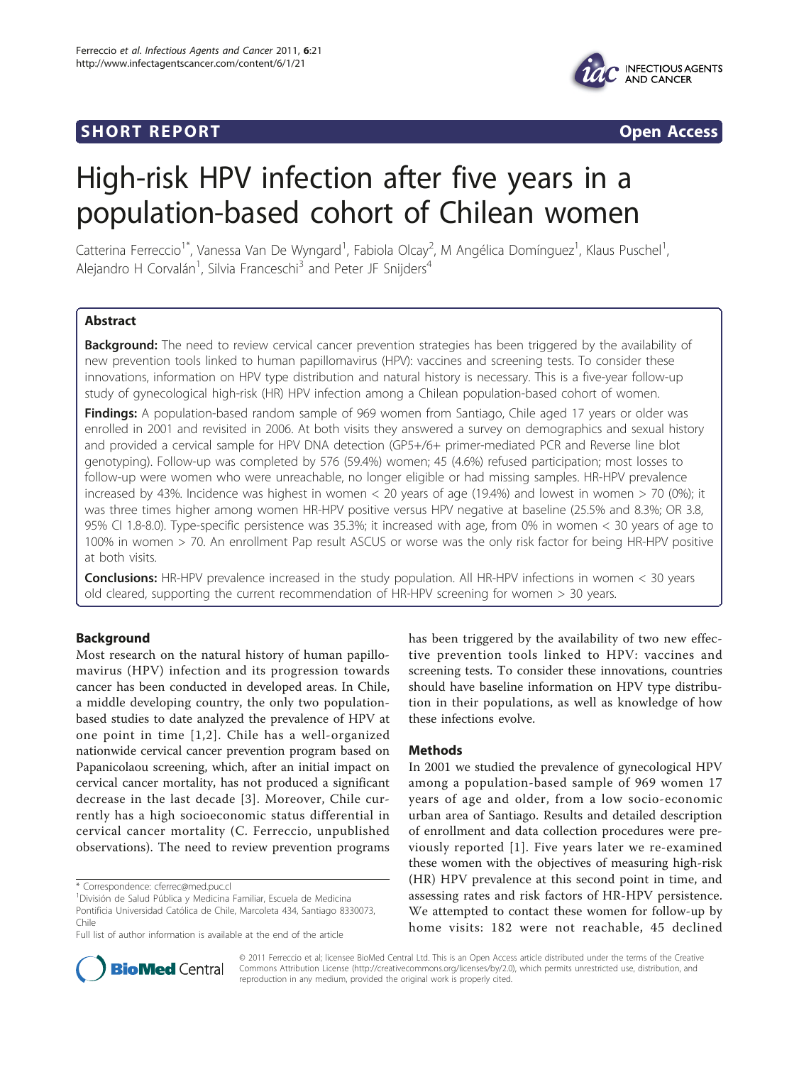SHORT REPORT Open Access

# High-risk HPV infection after five years in a population-based cohort of Chilean women

Catterina Ferreccio[1*], Vanessa Van De Wyngard[1], Fabiola Olcay[2], M Angélica Domínguez[1], Klaus Puschel[1], Alejandro H Corvalán[1], Silvia Franceschi[3] and Peter JF Snijders[4]

## Abstract

**Background:** The need to review cervical cancer prevention strategies has been triggered by the availability of new prevention tools linked to human papillomavirus (HPV): vaccines and screening tests. To consider these innovations, information on HPV type distribution and natural history is necessary. This is a five-year follow-up study of gynecological high-risk (HR) HPV infection among a Chilean population-based cohort of women.

**Findings:** A population-based random sample of 969 women from Santiago, Chile aged 17 years or older was enrolled in 2001 and revisited in 2006. At both visits they answered a survey on demographics and sexual history and provided a cervical sample for HPV DNA detection (GP5+/6+ primer-mediated PCR and Reverse line blot genotyping). Follow-up was completed by 576 (59.4%) women; 45 (4.6%) refused participation; most losses to follow-up were women who were unreachable, no longer eligible or had missing samples. HR-HPV prevalence increased by 43%. Incidence was highest in women < 20 years of age (19.4%) and lowest in women > 70 (0%); it was three times higher among women HR-HPV positive versus HPV negative at baseline (25.5% and 8.3%; OR 3.8, 95% CI 1.8-8.0). Type-specific persistence was 35.3%; it increased with age, from 0% in women < 30 years of age to 100% in women > 70. An enrollment Pap result ASCUS or worse was the only risk factor for being HR-HPV positive at both visits.

**Conclusions:** HR-HPV prevalence increased in the study population. All HR-HPV infections in women < 30 years old cleared, supporting the current recommendation of HR-HPV screening for women > 30 years.

## Background

Most research on the natural history of human papillomavirus (HPV) infection and its progression towards cancer has been conducted in developed areas. In Chile, a middle developing country, the only two population-based studies to date analyzed the prevalence of HPV at one point in time [1,2]. Chile has a well-organized nationwide cervical cancer prevention program based on Papanicolaou screening, which, after an initial impact on cervical cancer mortality, has not produced a significant decrease in the last decade [3]. Moreover, Chile currently has a high socioeconomic status differential in cervical cancer mortality (C. Ferreccio, unpublished observations). The need to review prevention programs has been triggered by the availability of two new effective prevention tools linked to HPV: vaccines and screening tests. To consider these innovations, countries should have baseline information on HPV type distribution in their populations, as well as knowledge of how these infections evolve.

## Methods

In 2001 we studied the prevalence of gynecological HPV among a population-based sample of 969 women 17 years of age and older, from a low socio-economic urban area of Santiago. Results and detailed description of enrollment and data collection procedures were previously reported [1]. Five years later we re-examined these women with the objectives of measuring high-risk (HR) HPV prevalence at this second point in time, and assessing rates and risk factors of HR-HPV persistence. We attempted to contact these women for follow-up by home visits: 182 were not reachable, 45 declined

\* Correspondence: cferrec@med.puc.cl
[1]División de Salud Pública y Medicina Familiar, Escuela de Medicina Pontificia Universidad Católica de Chile, Marcoleta 434, Santiago 8330073, Chile
Full list of author information is available at the end of the article

© 2011 Ferreccio et al; licensee BioMed Central Ltd. This is an Open Access article distributed under the terms of the Creative Commons Attribution License (http://creativecommons.org/licenses/by/2.0), which permits unrestricted use, distribution, and reproduction in any medium, provided the original work is properly cited.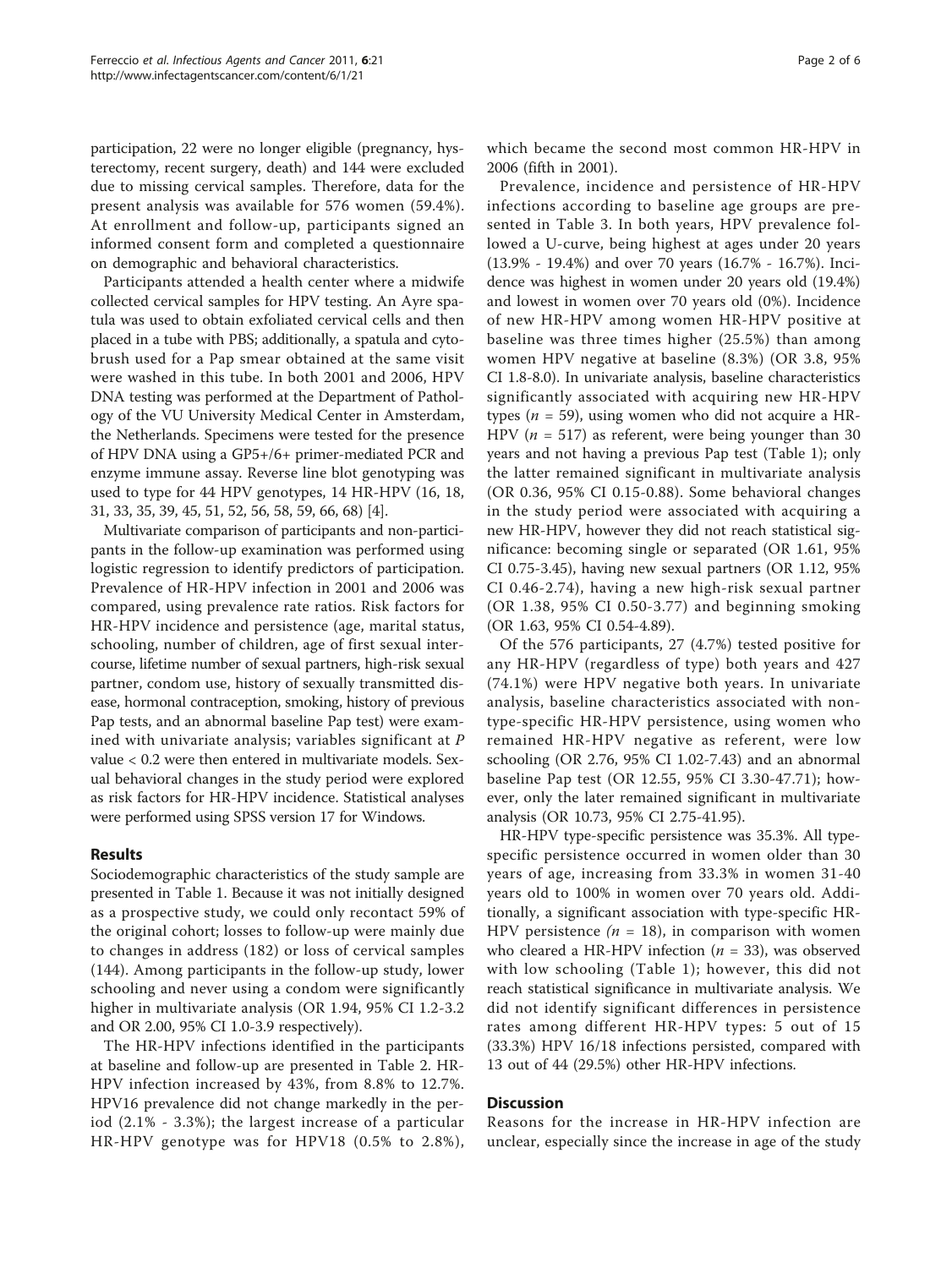participation, 22 were no longer eligible (pregnancy, hysterectomy, recent surgery, death) and 144 were excluded due to missing cervical samples. Therefore, data for the present analysis was available for 576 women (59.4%). At enrollment and follow-up, participants signed an informed consent form and completed a questionnaire on demographic and behavioral characteristics.

Participants attended a health center where a midwife collected cervical samples for HPV testing. An Ayre spatula was used to obtain exfoliated cervical cells and then placed in a tube with PBS; additionally, a spatula and cytobrush used for a Pap smear obtained at the same visit were washed in this tube. In both 2001 and 2006, HPV DNA testing was performed at the Department of Pathology of the VU University Medical Center in Amsterdam, the Netherlands. Specimens were tested for the presence of HPV DNA using a GP5+/6+ primer-mediated PCR and enzyme immune assay. Reverse line blot genotyping was used to type for 44 HPV genotypes, 14 HR-HPV (16, 18, 31, 33, 35, 39, 45, 51, 52, 56, 58, 59, 66, 68) [4].

Multivariate comparison of participants and non-participants in the follow-up examination was performed using logistic regression to identify predictors of participation. Prevalence of HR-HPV infection in 2001 and 2006 was compared, using prevalence rate ratios. Risk factors for HR-HPV incidence and persistence (age, marital status, schooling, number of children, age of first sexual intercourse, lifetime number of sexual partners, high-risk sexual partner, condom use, history of sexually transmitted disease, hormonal contraception, smoking, history of previous Pap tests, and an abnormal baseline Pap test) were examined with univariate analysis; variables significant at $P$ value < 0.2 were then entered in multivariate models. Sexual behavioral changes in the study period were explored as risk factors for HR-HPV incidence. Statistical analyses were performed using SPSS version 17 for Windows.

## Results

Sociodemographic characteristics of the study sample are presented in Table 1. Because it was not initially designed as a prospective study, we could only recontact 59% of the original cohort; losses to follow-up were mainly due to changes in address (182) or loss of cervical samples (144). Among participants in the follow-up study, lower schooling and never using a condom were significantly higher in multivariate analysis (OR 1.94, 95% CI 1.2-3.2 and OR 2.00, 95% CI 1.0-3.9 respectively).

The HR-HPV infections identified in the participants at baseline and follow-up are presented in Table 2. HR-HPV infection increased by 43%, from 8.8% to 12.7%. HPV16 prevalence did not change markedly in the period (2.1% - 3.3%); the largest increase of a particular HR-HPV genotype was for HPV18 (0.5% to 2.8%), which became the second most common HR-HPV in 2006 (fifth in 2001).

Prevalence, incidence and persistence of HR-HPV infections according to baseline age groups are presented in Table 3. In both years, HPV prevalence followed a U-curve, being highest at ages under 20 years (13.9% - 19.4%) and over 70 years (16.7% - 16.7%). Incidence was highest in women under 20 years old (19.4%) and lowest in women over 70 years old (0%). Incidence of new HR-HPV among women HR-HPV positive at baseline was three times higher (25.5%) than among women HPV negative at baseline (8.3%) (OR 3.8, 95% CI 1.8-8.0). In univariate analysis, baseline characteristics significantly associated with acquiring new HR-HPV types ($n$ = 59), using women who did not acquire a HR-HPV ($n$ = 517) as referent, were being younger than 30 years and not having a previous Pap test (Table 1); only the latter remained significant in multivariate analysis (OR 0.36, 95% CI 0.15-0.88). Some behavioral changes in the study period were associated with acquiring a new HR-HPV, however they did not reach statistical significance: becoming single or separated (OR 1.61, 95% CI 0.75-3.45), having new sexual partners (OR 1.12, 95% CI 0.46-2.74), having a new high-risk sexual partner (OR 1.38, 95% CI 0.50-3.77) and beginning smoking (OR 1.63, 95% CI 0.54-4.89).

Of the 576 participants, 27 (4.7%) tested positive for any HR-HPV (regardless of type) both years and 427 (74.1%) were HPV negative both years. In univariate analysis, baseline characteristics associated with non-type-specific HR-HPV persistence, using women who remained HR-HPV negative as referent, were low schooling (OR 2.76, 95% CI 1.02-7.43) and an abnormal baseline Pap test (OR 12.55, 95% CI 3.30-47.71); however, only the later remained significant in multivariate analysis (OR 10.73, 95% CI 2.75-41.95).

HR-HPV type-specific persistence was 35.3%. All type-specific persistence occurred in women older than 30 years of age, increasing from 33.3% in women 31-40 years old to 100% in women over 70 years old. Additionally, a significant association with type-specific HR-HPV persistence ($n$ = 18), in comparison with women who cleared a HR-HPV infection ($n$ = 33), was observed with low schooling (Table 1); however, this did not reach statistical significance in multivariate analysis. We did not identify significant differences in persistence rates among different HR-HPV types: 5 out of 15 (33.3%) HPV 16/18 infections persisted, compared with 13 out of 44 (29.5%) other HR-HPV infections.

## Discussion

Reasons for the increase in HR-HPV infection are unclear, especially since the increase in age of the study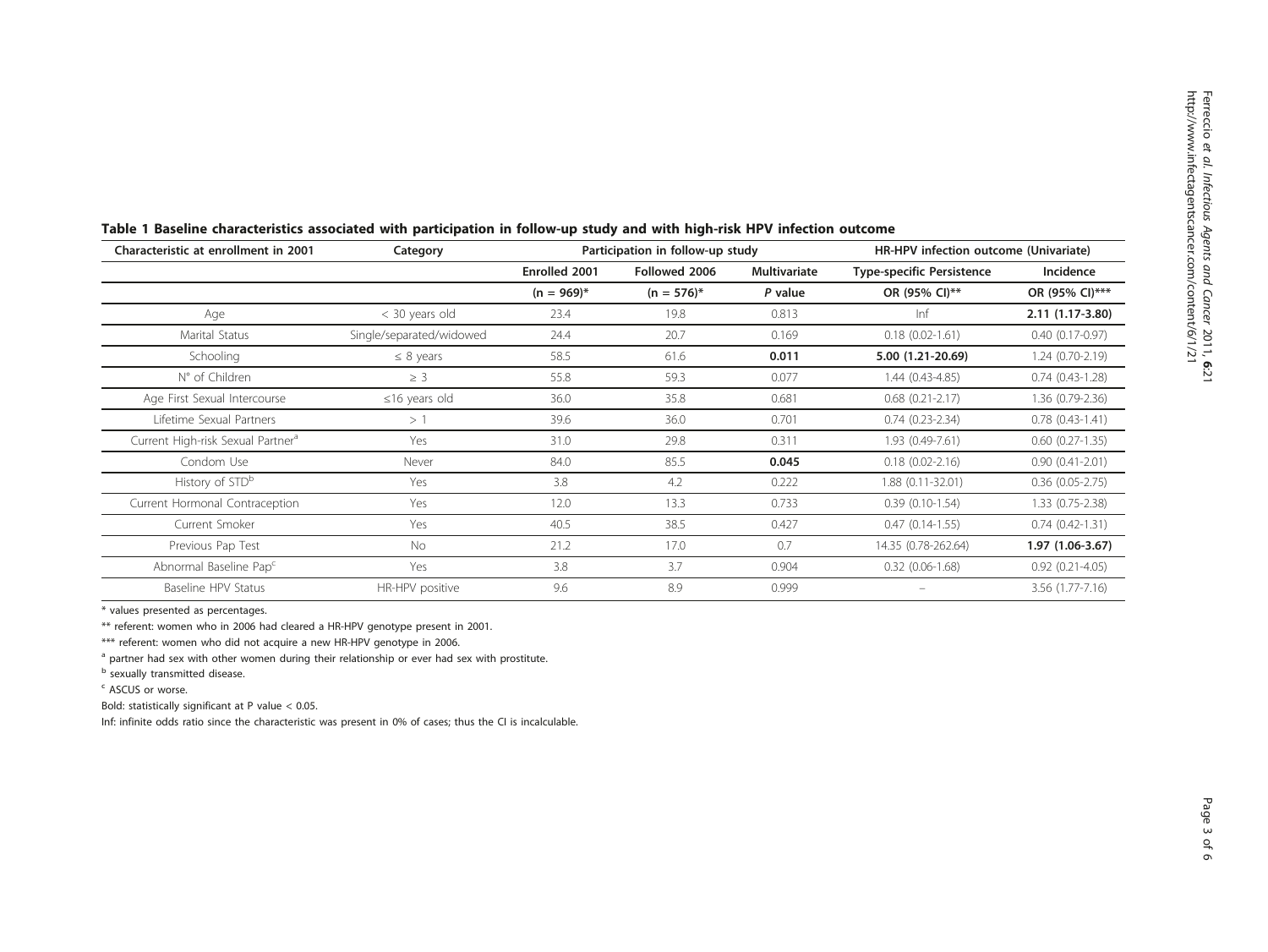**Table 1 Baseline characteristics associated with participation in follow-up study and with high-risk HPV infection outcome**

| Characteristic at enrollment in 2001 | Category | Participation in follow-up study | | | HR-HPV infection outcome (Univariate) | |
|---|---|---|---|---|---|---|
| | | Enrolled 2001 | Followed 2006 | Multivariate | Type-specific Persistence | Incidence |
| | | (n = 969)* | (n = 576)* | *P* value | OR (95% CI)** | OR (95% CI)*** |
| Age | < 30 years old | 23.4 | 19.8 | 0.813 | Inf | **2.11 (1.17-3.80)** |
| Marital Status | Single/separated/widowed | 24.4 | 20.7 | 0.169 | 0.18 (0.02-1.61) | 0.40 (0.17-0.97) |
| Schooling | ≤ 8 years | 58.5 | 61.6 | **0.011** | **5.00 (1.21-20.69)** | 1.24 (0.70-2.19) |
| N° of Children | ≥ 3 | 55.8 | 59.3 | 0.077 | 1.44 (0.43-4.85) | 0.74 (0.43-1.28) |
| Age First Sexual Intercourse | ≤16 years old | 36.0 | 35.8 | 0.681 | 0.68 (0.21-2.17) | 1.36 (0.79-2.36) |
| Lifetime Sexual Partners | > 1 | 39.6 | 36.0 | 0.701 | 0.74 (0.23-2.34) | 0.78 (0.43-1.41) |
| Current High-risk Sexual Partner[a] | Yes | 31.0 | 29.8 | 0.311 | 1.93 (0.49-7.61) | 0.60 (0.27-1.35) |
| Condom Use | Never | 84.0 | 85.5 | **0.045** | 0.18 (0.02-2.16) | 0.90 (0.41-2.01) |
| History of STD[b] | Yes | 3.8 | 4.2 | 0.222 | 1.88 (0.11-32.01) | 0.36 (0.05-2.75) |
| Current Hormonal Contraception | Yes | 12.0 | 13.3 | 0.733 | 0.39 (0.10-1.54) | 1.33 (0.75-2.38) |
| Current Smoker | Yes | 40.5 | 38.5 | 0.427 | 0.47 (0.14-1.55) | 0.74 (0.42-1.31) |
| Previous Pap Test | No | 21.2 | 17.0 | 0.7 | 14.35 (0.78-262.64) | **1.97 (1.06-3.67)** |
| Abnormal Baseline Pap[c] | Yes | 3.8 | 3.7 | 0.904 | 0.32 (0.06-1.68) | 0.92 (0.21-4.05) |
| Baseline HPV Status | HR-HPV positive | 9.6 | 8.9 | 0.999 | – | 3.56 (1.77-7.16) |

\* values presented as percentages.

** referent: women who in 2006 had cleared a HR-HPV genotype present in 2001.

*** referent: women who did not acquire a new HR-HPV genotype in 2006.

[a] partner had sex with other women during their relationship or ever had sex with prostitute.

[b] sexually transmitted disease.

[c] ASCUS or worse.

Bold: statistically significant at P value < 0.05.

Inf: infinite odds ratio since the characteristic was present in 0% of cases; thus the CI is incalculable.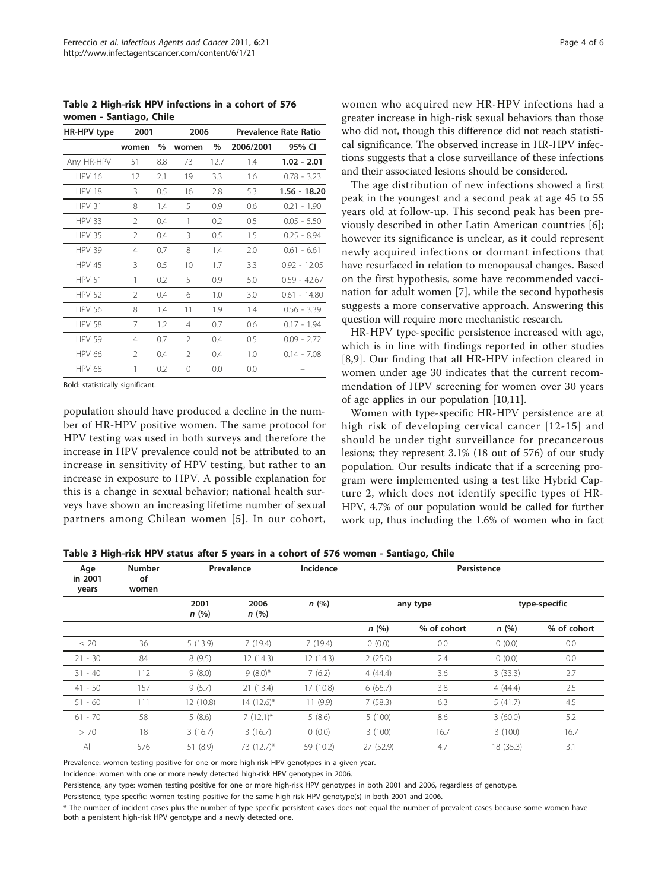**Table 2 High-risk HPV infections in a cohort of 576 women - Santiago, Chile**

| HR-HPV type | 2001 | | 2006 | | Prevalence Rate Ratio | |
|---|---|---|---|---|---|---|
| | women | % | women | % | 2006/2001 | 95% CI |
| Any HR-HPV | 51 | 8.8 | 73 | 12.7 | 1.4 | **1.02 - 2.01** |
| HPV 16 | 12 | 2.1 | 19 | 3.3 | 1.6 | 0.78 - 3.23 |
| HPV 18 | 3 | 0.5 | 16 | 2.8 | 5.3 | **1.56 - 18.20** |
| HPV 31 | 8 | 1.4 | 5 | 0.9 | 0.6 | 0.21 - 1.90 |
| HPV 33 | 2 | 0.4 | 1 | 0.2 | 0.5 | 0.05 - 5.50 |
| HPV 35 | 2 | 0.4 | 3 | 0.5 | 1.5 | 0.25 - 8.94 |
| HPV 39 | 4 | 0.7 | 8 | 1.4 | 2.0 | 0.61 - 6.61 |
| HPV 45 | 3 | 0.5 | 10 | 1.7 | 3.3 | 0.92 - 12.05 |
| HPV 51 | 1 | 0.2 | 5 | 0.9 | 5.0 | 0.59 - 42.67 |
| HPV 52 | 2 | 0.4 | 6 | 1.0 | 3.0 | 0.61 - 14.80 |
| HPV 56 | 8 | 1.4 | 11 | 1.9 | 1.4 | 0.56 - 3.39 |
| HPV 58 | 7 | 1.2 | 4 | 0.7 | 0.6 | 0.17 - 1.94 |
| HPV 59 | 4 | 0.7 | 2 | 0.4 | 0.5 | 0.09 - 2.72 |
| HPV 66 | 2 | 0.4 | 2 | 0.4 | 1.0 | 0.14 - 7.08 |
| HPV 68 | 1 | 0.2 | 0 | 0.0 | 0.0 | – |

Bold: statistically significant.

population should have produced a decline in the number of HR-HPV positive women. The same protocol for HPV testing was used in both surveys and therefore the increase in HPV prevalence could not be attributed to an increase in sensitivity of HPV testing, but rather to an increase in exposure to HPV. A possible explanation for this is a change in sexual behavior; national health surveys have shown an increasing lifetime number of sexual partners among Chilean women [5]. In our cohort, women who acquired new HR-HPV infections had a greater increase in high-risk sexual behaviors than those who did not, though this difference did not reach statistical significance. The observed increase in HR-HPV infections suggests that a close surveillance of these infections and their associated lesions should be considered.

The age distribution of new infections showed a first peak in the youngest and a second peak at age 45 to 55 years old at follow-up. This second peak has been previously described in other Latin American countries [6]; however its significance is unclear, as it could represent newly acquired infections or dormant infections that have resurfaced in relation to menopausal changes. Based on the first hypothesis, some have recommended vaccination for adult women [7], while the second hypothesis suggests a more conservative approach. Answering this question will require more mechanistic research.

HR-HPV type-specific persistence increased with age, which is in line with findings reported in other studies [8,9]. Our finding that all HR-HPV infection cleared in women under age 30 indicates that the current recommendation of HPV screening for women over 30 years of age applies in our population [10,11].

Women with type-specific HR-HPV persistence are at high risk of developing cervical cancer [12-15] and should be under tight surveillance for precancerous lesions; they represent 3.1% (18 out of 576) of our study population. Our results indicate that if a screening program were implemented using a test like Hybrid Capture 2, which does not identify specific types of HR-HPV, 4.7% of our population would be called for further work up, thus including the 1.6% of women who in fact

**Table 3 High-risk HPV status after 5 years in a cohort of 576 women - Santiago, Chile**

| Age in 2001 years | Number of women | Prevalence | | Incidence | Persistence | | | |
|---|---|---|---|---|---|---|---|---|
| | | 2001 *n* (%) | 2006 *n* (%) | *n* (%) | any type | | type-specific | |
| | | | | | *n* (%) | % of cohort | *n* (%) | % of cohort |
| ≤ 20 | 36 | 5 (13.9) | 7 (19.4) | 7 (19.4) | 0 (0.0) | 0.0 | 0 (0.0) | 0.0 |
| 21 - 30 | 84 | 8 (9.5) | 12 (14.3) | 12 (14.3) | 2 (25.0) | 2.4 | 0 (0.0) | 0.0 |
| 31 - 40 | 112 | 9 (8.0) | 9 (8.0)* | 7 (6.2) | 4 (44.4) | 3.6 | 3 (33.3) | 2.7 |
| 41 - 50 | 157 | 9 (5.7) | 21 (13.4) | 17 (10.8) | 6 (66.7) | 3.8 | 4 (44.4) | 2.5 |
| 51 - 60 | 111 | 12 (10.8) | 14 (12.6)* | 11 (9.9) | 7 (58.3) | 6.3 | 5 (41.7) | 4.5 |
| 61 - 70 | 58 | 5 (8.6) | 7 (12.1)* | 5 (8.6) | 5 (100) | 8.6 | 3 (60.0) | 5.2 |
| > 70 | 18 | 3 (16.7) | 3 (16.7) | 0 (0.0) | 3 (100) | 16.7 | 3 (100) | 16.7 |
| All | 576 | 51 (8.9) | 73 (12.7)* | 59 (10.2) | 27 (52.9) | 4.7 | 18 (35.3) | 3.1 |

Prevalence: women testing positive for one or more high-risk HPV genotypes in a given year.

Incidence: women with one or more newly detected high-risk HPV genotypes in 2006.

Persistence, any type: women testing positive for one or more high-risk HPV genotypes in both 2001 and 2006, regardless of genotype.

Persistence, type-specific: women testing positive for the same high-risk HPV genotype(s) in both 2001 and 2006.

\* The number of incident cases plus the number of type-specific persistent cases does not equal the number of prevalent cases because some women have both a persistent high-risk HPV genotype and a newly detected one.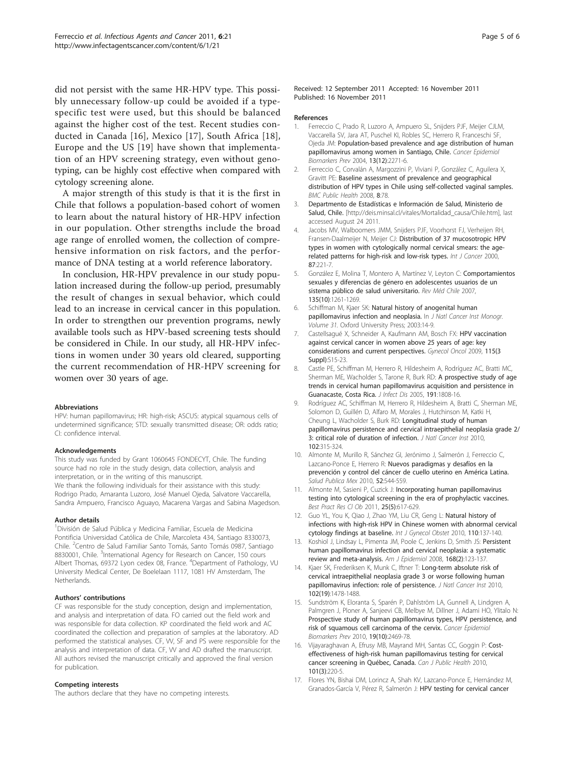did not persist with the same HR-HPV type. This possibly unnecessary follow-up could be avoided if a type-specific test were used, but this should be balanced against the higher cost of the test. Recent studies conducted in Canada [16], Mexico [17], South Africa [18], Europe and the US [19] have shown that implementation of an HPV screening strategy, even without genotyping, can be highly cost effective when compared with cytology screening alone.

A major strength of this study is that it is the first in Chile that follows a population-based cohort of women to learn about the natural history of HR-HPV infection in our population. Other strengths include the broad age range of enrolled women, the collection of comprehensive information on risk factors, and the performance of DNA testing at a world reference laboratory.

In conclusion, HR-HPV prevalence in our study population increased during the follow-up period, presumably the result of changes in sexual behavior, which could lead to an increase in cervical cancer in this population. In order to strengthen our prevention programs, newly available tools such as HPV-based screening tests should be considered in Chile. In our study, all HR-HPV infections in women under 30 years old cleared, supporting the current recommendation of HR-HPV screening for women over 30 years of age.

#### Abbreviations

HPV: human papillomavirus; HR: high-risk; ASCUS: atypical squamous cells of undetermined significance; STD: sexually transmitted disease; OR: odds ratio; CI: confidence interval.

#### Acknowledgements

This study was funded by Grant 1060645 FONDECYT, Chile. The funding source had no role in the study design, data collection, analysis and interpretation, or in the writing of this manuscript.

We thank the following individuals for their assistance with this study: Rodrigo Prado, Amaranta Luzoro, José Manuel Ojeda, Salvatore Vaccarella, Sandra Ampuero, Francisco Aguayo, Macarena Vargas and Sabina Magedson.

#### Author details

[1]División de Salud Pública y Medicina Familiar, Escuela de Medicina Pontificia Universidad Católica de Chile, Marcoleta 434, Santiago 8330073, Chile. [2]Centro de Salud Familiar Santo Tomás, Santo Tomás 0987, Santiago 8830001, Chile. [3]International Agency for Research on Cancer, 150 cours Albert Thomas, 69372 Lyon cedex 08, France. [4]Department of Pathology, VU University Medical Center, De Boelelaan 1117, 1081 HV Amsterdam, The Netherlands.

#### Authors' contributions

CF was responsible for the study conception, design and implementation, and analysis and interpretation of data. FO carried out the field work and was responsible for data collection. KP coordinated the field work and AC coordinated the collection and preparation of samples at the laboratory. AD performed the statistical analyses. CF, VV, SF and PS were responsible for the analysis and interpretation of data. CF, VV and AD drafted the manuscript. All authors revised the manuscript critically and approved the final version for publication.

#### Competing interests

The authors declare that they have no competing interests.

Received: 12 September 2011 Accepted: 16 November 2011
Published: 16 November 2011

#### References

1. Ferreccio C, Prado R, Luzoro A, Ampuero SL, Snijders PJF, Meijer CJLM, Vaccarella SV, Jara AT, Puschel KI, Robles SC, Herrero R, Franceschi SF, Ojeda JM: **Population-based prevalence and age distribution of human papillomavirus among women in Santiago, Chile.** *Cancer Epidemiol Biomarkers Prev* 2004, **13(12)**:2271-6.
2. Ferreccio C, Corvalán A, Margozzini P, Viviani P, González C, Aguilera X, Gravitt PE: **Baseline assessment of prevalence and geographical distribution of HPV types in Chile using self-collected vaginal samples.** *BMC Public Health* 2008, **8**:78.
3. Departmento de Estadísticas e Información de Salud, Ministerio de Salud, Chile. [http://deis.minsal.cl/vitales/Mortalidad_causa/Chile.htm], last accessed August 24 2011.
4. Jacobs MV, Walboomers JMM, Snijders PJF, Voorhorst FJ, Verheijen RH, Fransen-Daalmeijer N, Meijer CJ: **Distribution of 37 mucosotropic HPV types in women with cytologically normal cervical smears: the age-related patterns for high-risk and low-risk types.** *Int J Cancer* 2000, **87**:221-7.
5. González E, Molina T, Montero A, Martínez V, Leyton C: **Comportamientos sexuales y diferencias de género en adolescentes usuarios de un sistema público de salud universitario.** *Rev Méd Chile* 2007, **135(10)**:1261-1269.
6. Schiffman M, Kjaer SK: **Natural history of anogenital human papillomavirus infection and neoplasia.** In *J Natl Cancer Inst Monogr. Volume 31.* Oxford University Press; 2003:14-9.
7. Castellsagué X, Schneider A, Kaufmann AM, Bosch FX: **HPV vaccination against cervical cancer in women above 25 years of age: key considerations and current perspectives.** *Gynecol Oncol* 2009, **115(3 Suppl)**:S15-23.
8. Castle PE, Schiffman M, Herrero R, Hildesheim A, Rodríguez AC, Bratti MC, Sherman ME, Wacholder S, Tarone R, Burk RD: **A prospective study of age trends in cervical human papillomavirus acquisition and persistence in Guanacaste, Costa Rica.** *J Infect Dis* 2005, **191**:1808-16.
9. Rodríguez AC, Schiffman M, Herrero R, Hildesheim A, Bratti C, Sherman ME, Solomon D, Guillén D, Alfaro M, Morales J, Hutchinson M, Katki H, Cheung L, Wacholder S, Burk RD: **Longitudinal study of human papillomavirus persistence and cervical intraepithelial neoplasia grade 2/3: critical role of duration of infection.** *J Natl Cancer Inst* 2010, **102**:315-324.
10. Almonte M, Murillo R, Sánchez GI, Jerónimo J, Salmerón J, Ferreccio C, Lazcano-Ponce E, Herrero R: **Nuevos paradigmas y desafíos en la prevención y control del cáncer de cuello uterino en América Latina.** *Salud Publica Mex* 2010, **52**:544-559.
11. Almonte M, Sasieni P, Cuzick J: **Incorporating human papillomavirus testing into cytological screening in the era of prophylactic vaccines.** *Best Pract Res Cl Ob* 2011, **25(5)**:617-629.
12. Guo YL, You K, Qiao J, Zhao YM, Liu CR, Geng L: **Natural history of infections with high-risk HPV in Chinese women with abnormal cervical cytology findings at baseline.** *Int J Gynecol Obstet* 2010, **110**:137-140.
13. Koshiol J, Lindsay L, Pimenta JM, Poole C, Jenkins D, Smith JS: **Persistent human papillomavirus infection and cervical neoplasia: a systematic review and meta-analysis.** *Am J Epidemiol* 2008, **168(2)**:123-137.
14. Kjaer SK, Frederiksen K, Munk C, Iftner T: **Long-term absolute risk of cervical intraepithelial neoplasia grade 3 or worse following human papillomavirus infection: role of persistence.** *J Natl Cancer Inst* 2010, **102(19)**:1478-1488.
15. Sundström K, Eloranta S, Sparén P, Dahlström LA, Gunnell A, Lindgren A, Palmgren J, Ploner A, Sanjeevi CB, Melbye M, Dillner J, Adami HO, Ylitalo N: **Prospective study of human papillomavirus types, HPV persistence, and risk of squamous cell carcinoma of the cervix.** *Cancer Epidemiol Biomarkers Prev* 2010, **19(10)**:2469-78.
16. Vijayaraghavan A, Efrusy MB, Mayrand MH, Santas CC, Goggin P: **Cost-effectiveness of high-risk human papillomavirus testing for cervical cancer screening in Québec, Canada.** *Can J Public Health* 2010, **101(3)**:220-5.
17. Flores YN, Bishai DM, Lorincz A, Shah KV, Lazcano-Ponce E, Hernández M, Granados-García V, Pérez R, Salmerón J: **HPV testing for cervical cancer**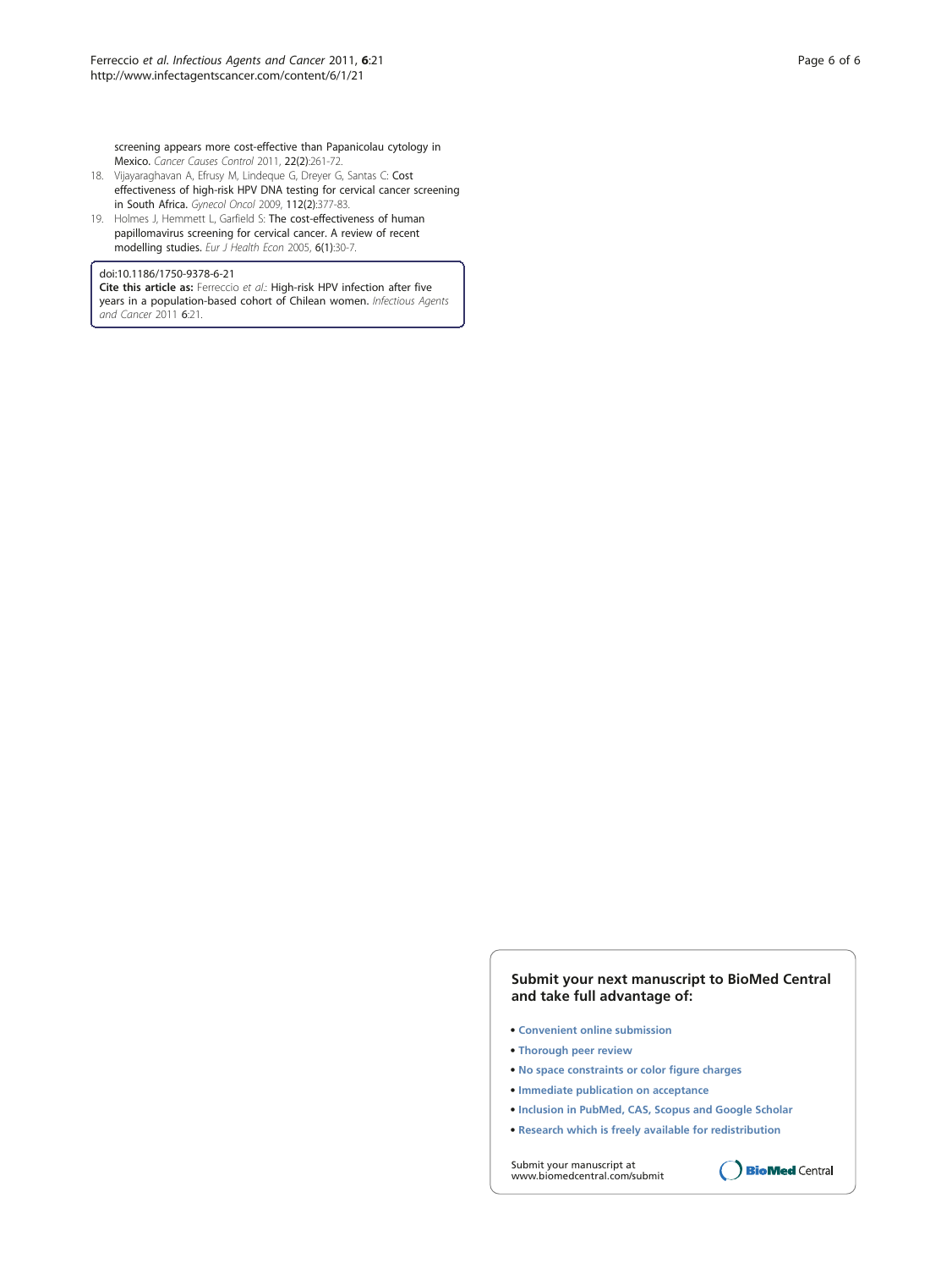screening appears more cost-effective than Papanicolau cytology in Mexico. *Cancer Causes Control* 2011, **22(2)**:261-72.

18. Vijayaraghavan A, Efrusy M, Lindeque G, Dreyer G, Santas C: **Cost effectiveness of high-risk HPV DNA testing for cervical cancer screening in South Africa.** *Gynecol Oncol* 2009, **112(2)**:377-83.
19. Holmes J, Hemmett L, Garfield S: **The cost-effectiveness of human papillomavirus screening for cervical cancer. A review of recent modelling studies.** *Eur J Health Econ* 2005, **6(1)**:30-7.

doi:10.1186/1750-9378-6-21
**Cite this article as:** Ferreccio *et al.*: High-risk HPV infection after five years in a population-based cohort of Chilean women. *Infectious Agents and Cancer* 2011 **6**:21.

**Submit your next manuscript to BioMed Central and take full advantage of:**

- **Convenient online submission**
- **Thorough peer review**
- **No space constraints or color figure charges**
- **Immediate publication on acceptance**
- **Inclusion in PubMed, CAS, Scopus and Google Scholar**
- **Research which is freely available for redistribution**

Submit your manuscript at
www.biomedcentral.com/submit

BioMed Central